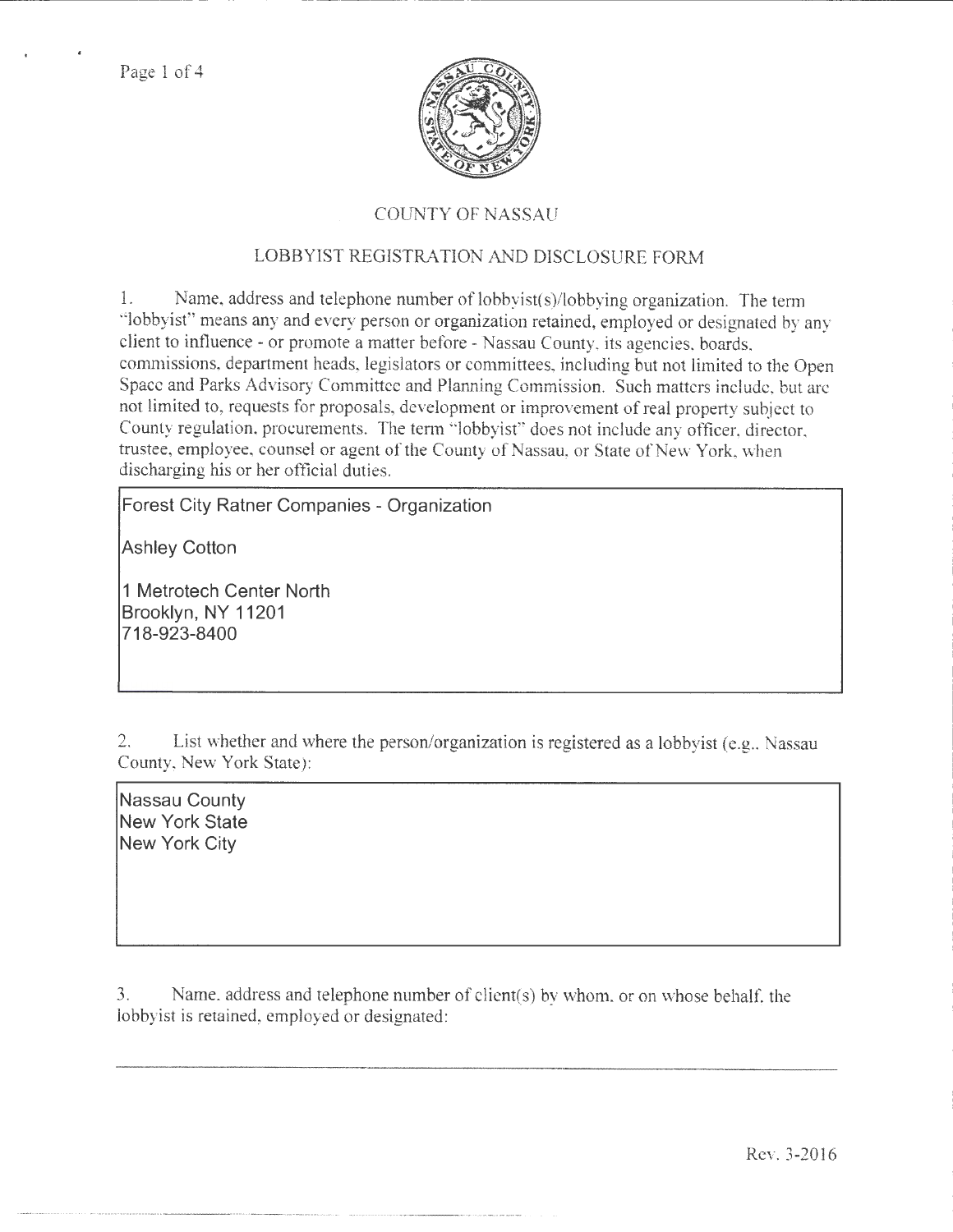# COUNTY OF NASSAU

## LOBBYIST REGISTRATION AND DISCLOSURE FORM

1. Name, address and telephone number of lobbyist(s)/lobbying organization. The term "lobbyist" means any and every person or organization retained, employed or designated by any client to influence - or promote a matter before - Nassau County, its agencies, boards, commissions, department heads, legislators or committees, including but not limited to the Open Space and Parks Advisory Committee and Planning Commission. Such matters include, but are not limited to, requests for proposals, development or improvement of real property subject to County regulation, procurements. The term "lobbyist" does not include any officer, director, trustee, employee, counsel or agent of the County of Nassau, or State of New York, when discharging his or her official duties.

Forest City Ratner Companies - Organization

Ashley Cotton

1 Metrotech Center North
Brooklyn, NY 11201
718-923-8400

2. List whether and where the person/organization is registered as a lobbyist (e.g., Nassau County, New York State):

Nassau County
New York State
New York City

3. Name, address and telephone number of client(s) by whom, or on whose behalf, the lobbyist is retained, employed or designated:

Rev. 3-2016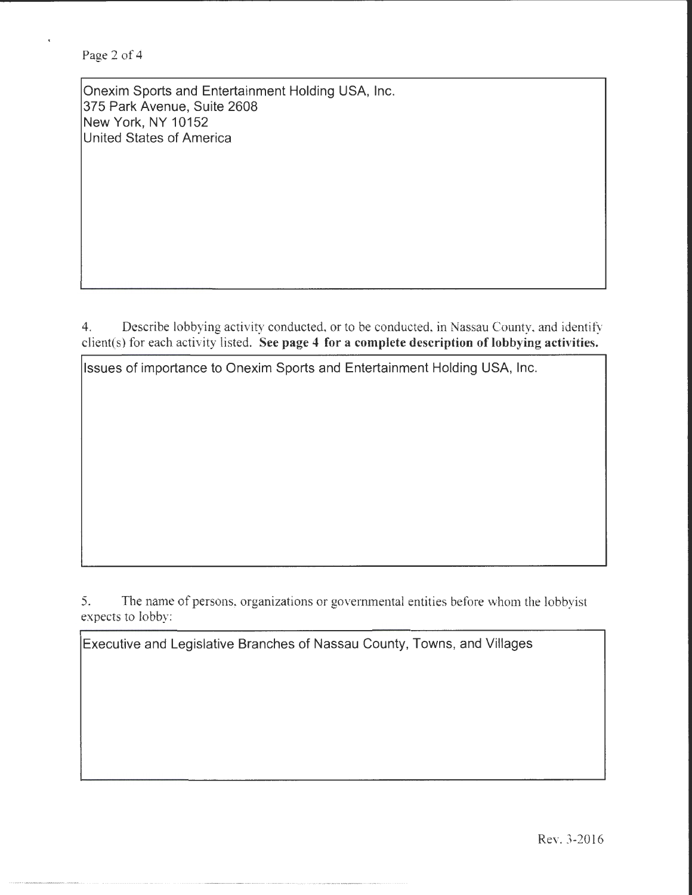Onexim Sports and Entertainment Holding USA, Inc.
375 Park Avenue, Suite 2608
New York, NY 10152
United States of America

4. Describe lobbying activity conducted, or to be conducted, in Nassau County, and identify client(s) for each activity listed. **See page 4 for a complete description of lobbying activities.**

Issues of importance to Onexim Sports and Entertainment Holding USA, Inc.

5. The name of persons, organizations or governmental entities before whom the lobbyist expects to lobby:

Executive and Legislative Branches of Nassau County, Towns, and Villages

Rev. 3-2016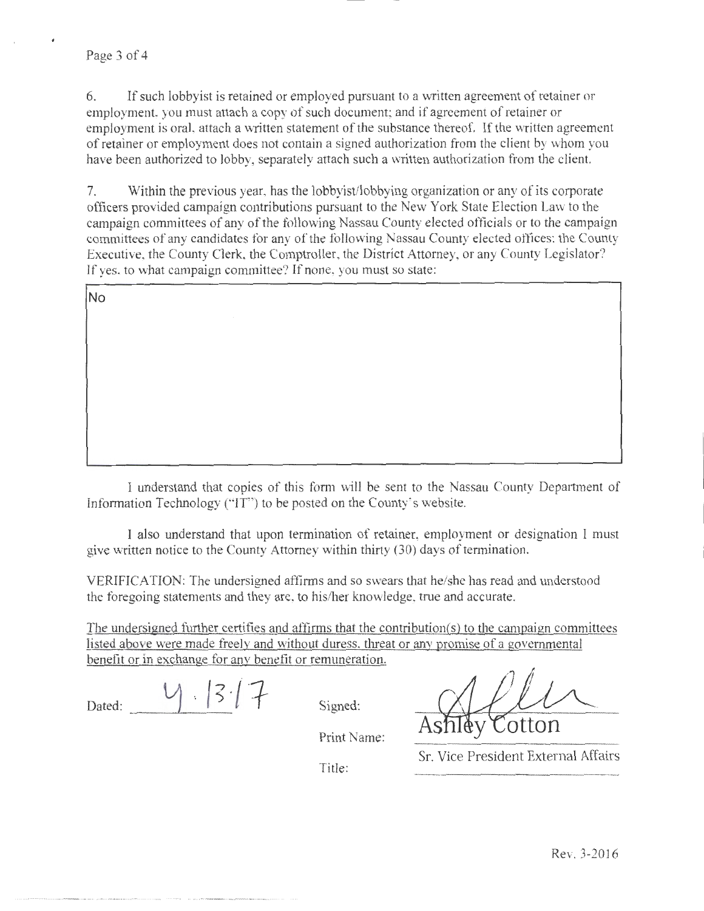6. If such lobbyist is retained or employed pursuant to a written agreement of retainer or employment, you must attach a copy of such document; and if agreement of retainer or employment is oral, attach a written statement of the substance thereof. If the written agreement of retainer or employment does not contain a signed authorization from the client by whom you have been authorized to lobby, separately attach such a written authorization from the client.

7. Within the previous year, has the lobbyist/lobbying organization or any of its corporate officers provided campaign contributions pursuant to the New York State Election Law to the campaign committees of any of the following Nassau County elected officials or to the campaign committees of any candidates for any of the following Nassau County elected offices: the County Executive, the County Clerk, the Comptroller, the District Attorney, or any County Legislator? If yes, to what campaign committee? If none, you must so state:

No

I understand that copies of this form will be sent to the Nassau County Department of Information Technology ("IT") to be posted on the County's website.

I also understand that upon termination of retainer, employment or designation I must give written notice to the County Attorney within thirty (30) days of termination.

VERIFICATION: The undersigned affirms and so swears that he/she has read and understood the foregoing statements and they are, to his/her knowledge, true and accurate.

The undersigned further certifies and affirms that the contribution(s) to the campaign committees listed above were made freely and without duress, threat or any promise of a governmental benefit or in exchange for any benefit or remuneration.

Dated: 4.13.17

Signed:

Print Name: Ashley Cotton

Title: Sr. Vice President External Affairs

Rev. 3-2016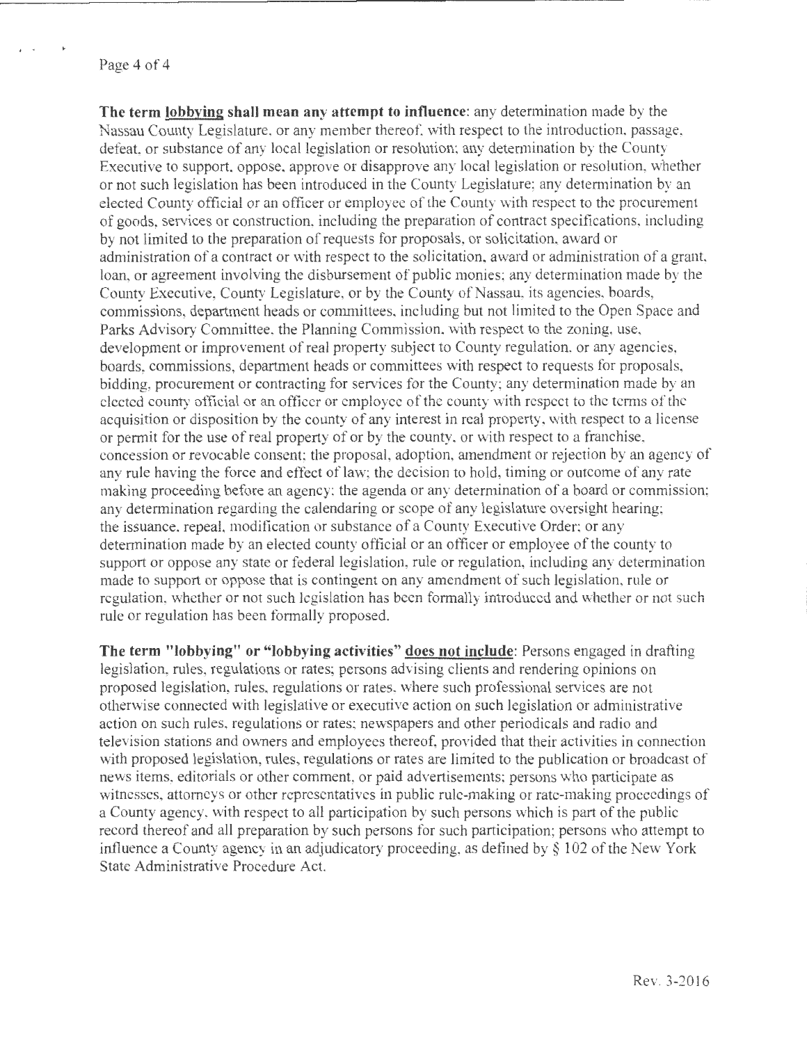**The term lobbying shall mean any attempt to influence**: any determination made by the Nassau County Legislature, or any member thereof, with respect to the introduction, passage, defeat, or substance of any local legislation or resolution; any determination by the County Executive to support, oppose, approve or disapprove any local legislation or resolution, whether or not such legislation has been introduced in the County Legislature; any determination by an elected County official or an officer or employee of the County with respect to the procurement of goods, services or construction, including the preparation of contract specifications, including by not limited to the preparation of requests for proposals, or solicitation, award or administration of a contract or with respect to the solicitation, award or administration of a grant, loan, or agreement involving the disbursement of public monies; any determination made by the County Executive, County Legislature, or by the County of Nassau, its agencies, boards, commissions, department heads or committees, including but not limited to the Open Space and Parks Advisory Committee, the Planning Commission, with respect to the zoning, use, development or improvement of real property subject to County regulation, or any agencies, boards, commissions, department heads or committees with respect to requests for proposals, bidding, procurement or contracting for services for the County; any determination made by an elected county official or an officer or employee of the county with respect to the terms of the acquisition or disposition by the county of any interest in real property, with respect to a license or permit for the use of real property of or by the county, or with respect to a franchise, concession or revocable consent; the proposal, adoption, amendment or rejection by an agency of any rule having the force and effect of law; the decision to hold, timing or outcome of any rate making proceeding before an agency; the agenda or any determination of a board or commission; any determination regarding the calendaring or scope of any legislature oversight hearing; the issuance, repeal, modification or substance of a County Executive Order; or any determination made by an elected county official or an officer or employee of the county to support or oppose any state or federal legislation, rule or regulation, including any determination made to support or oppose that is contingent on any amendment of such legislation, rule or regulation, whether or not such legislation has been formally introduced and whether or not such rule or regulation has been formally proposed.

**The term "lobbying" or "lobbying activities" does not include**: Persons engaged in drafting legislation, rules, regulations or rates; persons advising clients and rendering opinions on proposed legislation, rules, regulations or rates, where such professional services are not otherwise connected with legislative or executive action on such legislation or administrative action on such rules, regulations or rates; newspapers and other periodicals and radio and television stations and owners and employees thereof, provided that their activities in connection with proposed legislation, rules, regulations or rates are limited to the publication or broadcast of news items, editorials or other comment, or paid advertisements; persons who participate as witnesses, attorneys or other representatives in public rule-making or rate-making proceedings of a County agency, with respect to all participation by such persons which is part of the public record thereof and all preparation by such persons for such participation; persons who attempt to influence a County agency in an adjudicatory proceeding, as defined by § 102 of the New York State Administrative Procedure Act.

Rev. 3-2016